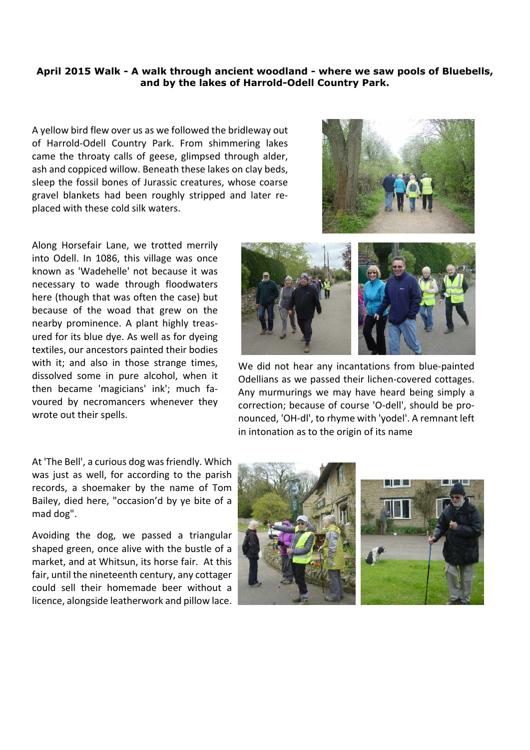**April 2015 Walk - A walk through ancient woodland - where we saw pools of Bluebells, and by the lakes of Harrold-Odell Country Park.**

A yellow bird flew over us as we followed the bridleway out of Harrold-Odell Country Park. From shimmering lakes came the throaty calls of geese, glimpsed through alder, ash and coppiced willow. Beneath these lakes on clay beds, sleep the fossil bones of Jurassic creatures, whose coarse gravel blankets had been roughly stripped and later re-placed with these cold silk waters.

Along Horsefair Lane, we trotted merrily into Odell. In 1086, this village was once known as 'Wadehelle' not because it was necessary to wade through floodwaters here (though that was often the case) but because of the woad that grew on the nearby prominence. A plant highly treasured for its blue dye. As well as for dyeing textiles, our ancestors painted their bodies with it; and also in those strange times, dissolved some in pure alcohol, when it then became 'magicians' ink'; much favoured by necromancers whenever they wrote out their spells.

We did not hear any incantations from blue-painted Odellians as we passed their lichen-covered cottages. Any murmurings we may have heard being simply a correction; because of course 'O-dell', should be pronounced, 'OH-dl', to rhyme with 'yodel'. A remnant left in intonation as to the origin of its name

At 'The Bell', a curious dog was friendly. Which was just as well, for according to the parish records, a shoemaker by the name of Tom Bailey, died here, "occasion'd by ye bite of a mad dog".

Avoiding the dog, we passed a triangular shaped green, once alive with the bustle of a market, and at Whitsun, its horse fair. At this fair, until the nineteenth century, any cottager could sell their homemade beer without a licence, alongside leatherwork and pillow lace.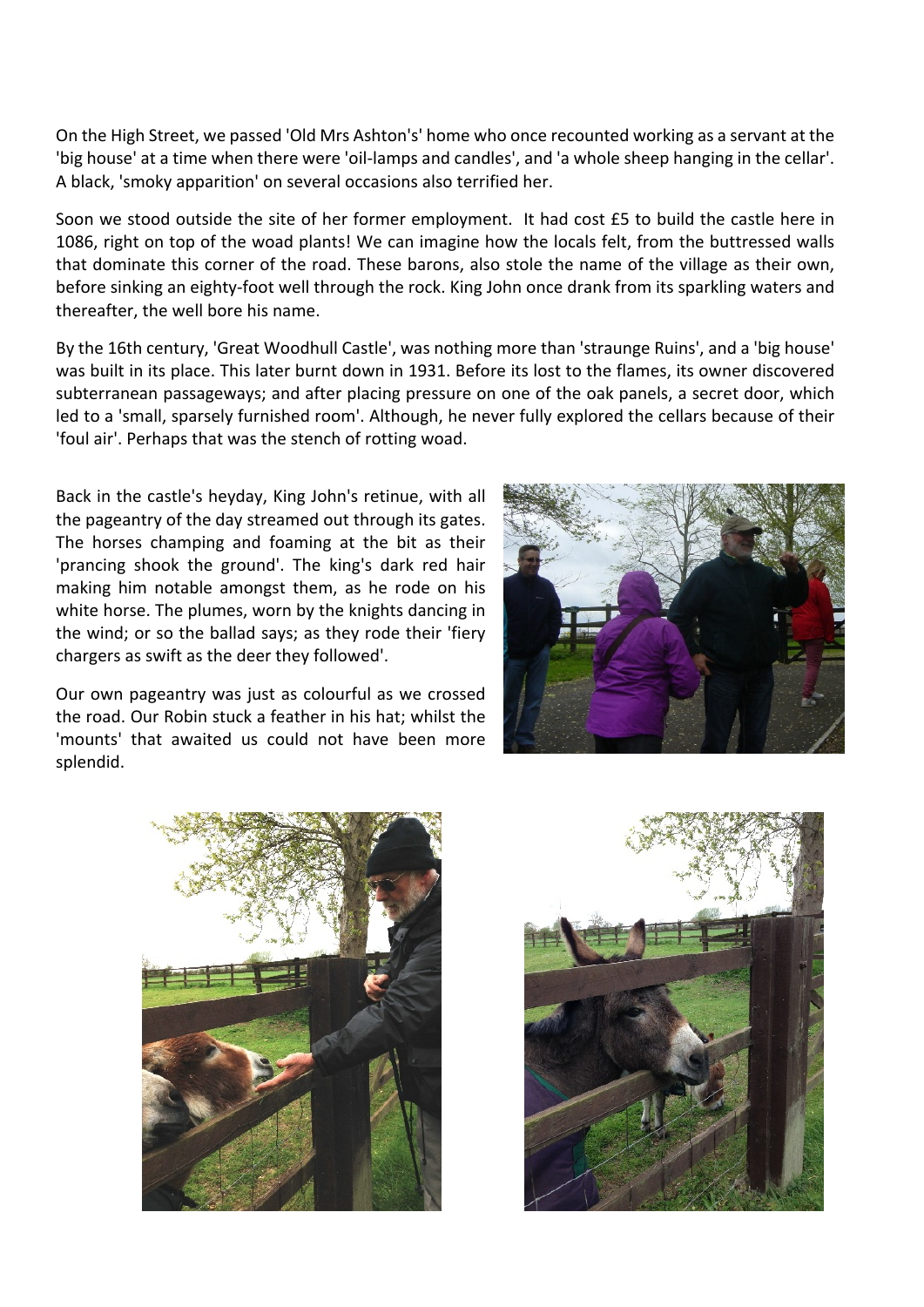On the High Street, we passed 'Old Mrs Ashton's' home who once recounted working as a servant at the 'big house' at a time when there were 'oil-lamps and candles', and 'a whole sheep hanging in the cellar'. A black, 'smoky apparition' on several occasions also terrified her.

Soon we stood outside the site of her former employment. It had cost £5 to build the castle here in 1086, right on top of the woad plants! We can imagine how the locals felt, from the buttressed walls that dominate this corner of the road. These barons, also stole the name of the village as their own, before sinking an eighty-foot well through the rock. King John once drank from its sparkling waters and thereafter, the well bore his name.

By the 16th century, 'Great Woodhull Castle', was nothing more than 'straunge Ruins', and a 'big house' was built in its place. This later burnt down in 1931. Before its lost to the flames, its owner discovered subterranean passageways; and after placing pressure on one of the oak panels, a secret door, which led to a 'small, sparsely furnished room'. Although, he never fully explored the cellars because of their 'foul air'. Perhaps that was the stench of rotting woad.

Back in the castle's heyday, King John's retinue, with all the pageantry of the day streamed out through its gates. The horses champing and foaming at the bit as their 'prancing shook the ground'. The king's dark red hair making him notable amongst them, as he rode on his white horse. The plumes, worn by the knights dancing in the wind; or so the ballad says; as they rode their 'fiery chargers as swift as the deer they followed'.

Our own pageantry was just as colourful as we crossed the road. Our Robin stuck a feather in his hat; whilst the 'mounts' that awaited us could not have been more splendid.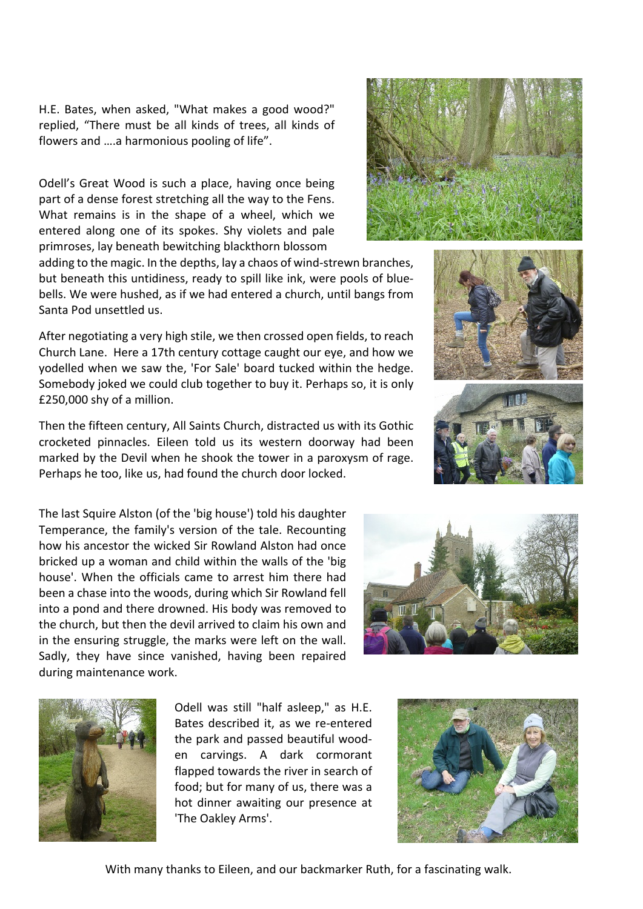H.E. Bates, when asked, "What makes a good wood?" replied, "There must be all kinds of trees, all kinds of flowers and ….a harmonious pooling of life".

Odell's Great Wood is such a place, having once being part of a dense forest stretching all the way to the Fens. What remains is in the shape of a wheel, which we entered along one of its spokes. Shy violets and pale primroses, lay beneath bewitching blackthorn blossom adding to the magic. In the depths, lay a chaos of wind-strewn branches, but beneath this untidiness, ready to spill like ink, were pools of blue-bells. We were hushed, as if we had entered a church, until bangs from Santa Pod unsettled us.

After negotiating a very high stile, we then crossed open fields, to reach Church Lane. Here a 17th century cottage caught our eye, and how we yodelled when we saw the, 'For Sale' board tucked within the hedge. Somebody joked we could club together to buy it. Perhaps so, it is only £250,000 shy of a million.

Then the fifteen century, All Saints Church, distracted us with its Gothic crocketed pinnacles. Eileen told us its western doorway had been marked by the Devil when he shook the tower in a paroxysm of rage. Perhaps he too, like us, had found the church door locked.

The last Squire Alston (of the 'big house') told his daughter Temperance, the family's version of the tale. Recounting how his ancestor the wicked Sir Rowland Alston had once bricked up a woman and child within the walls of the 'big house'. When the officials came to arrest him there had been a chase into the woods, during which Sir Rowland fell into a pond and there drowned. His body was removed to the church, but then the devil arrived to claim his own and in the ensuring struggle, the marks were left on the wall. Sadly, they have since vanished, having been repaired during maintenance work.

Odell was still "half asleep," as H.E. Bates described it, as we re-entered the park and passed beautiful wood-en carvings. A dark cormorant flapped towards the river in search of food; but for many of us, there was a hot dinner awaiting our presence at 'The Oakley Arms'.

With many thanks to Eileen, and our backmarker Ruth, for a fascinating walk.